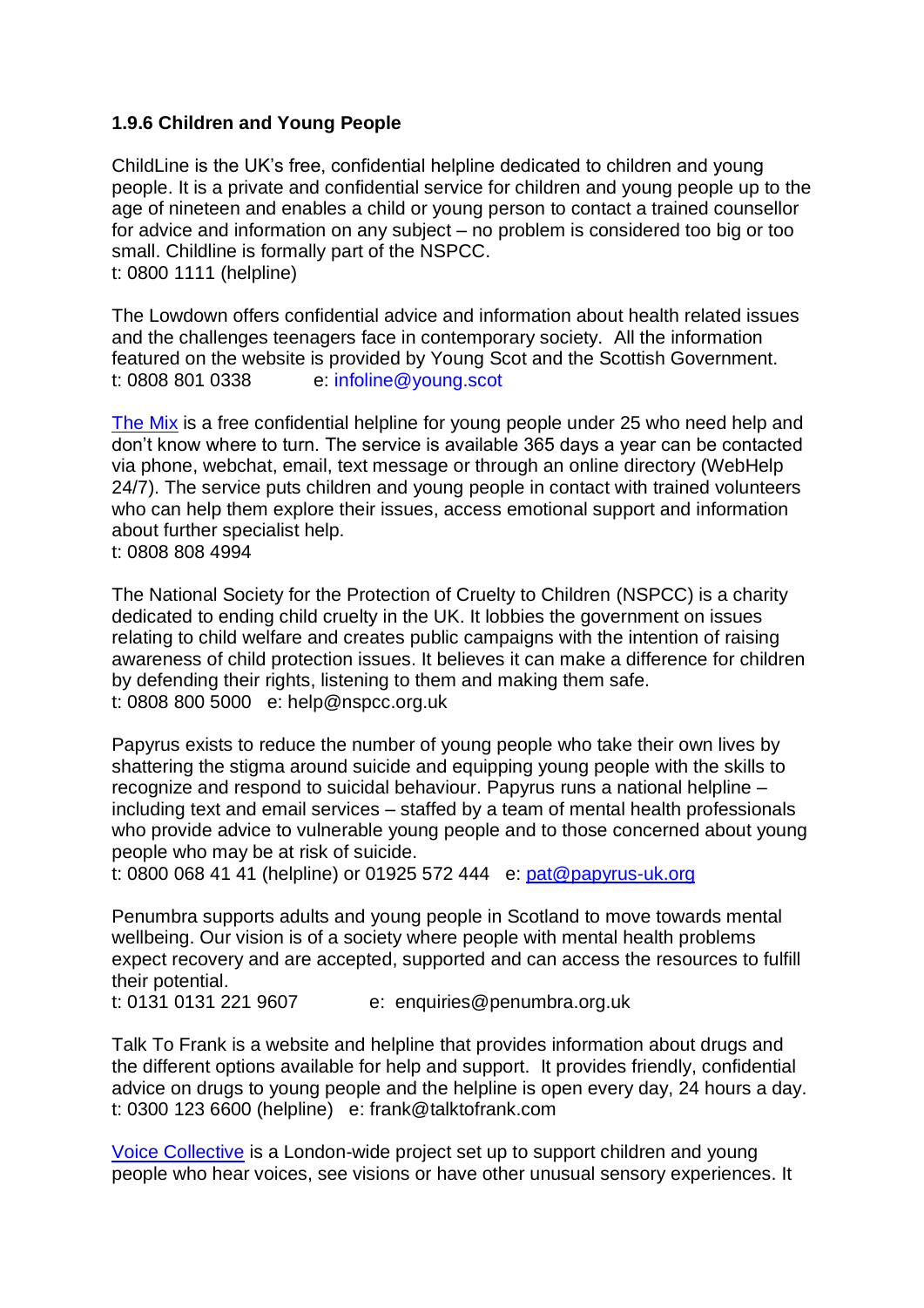### 1.9.6 Children and Young People

ChildLine is the UK's free, confidential helpline dedicated to children and young people. It is a private and confidential service for children and young people up to the age of nineteen and enables a child or young person to contact a trained counsellor for advice and information on any subject – no problem is considered too big or too small. Childline is formally part of the NSPCC.
t: 0800 1111 (helpline)

The Lowdown offers confidential advice and information about health related issues and the challenges teenagers face in contemporary society. All the information featured on the website is provided by Young Scot and the Scottish Government.
t: 0808 801 0338 e: infoline@young.scot

The Mix is a free confidential helpline for young people under 25 who need help and don't know where to turn. The service is available 365 days a year can be contacted via phone, webchat, email, text message or through an online directory (WebHelp 24/7). The service puts children and young people in contact with trained volunteers who can help them explore their issues, access emotional support and information about further specialist help.
t: 0808 808 4994

The National Society for the Protection of Cruelty to Children (NSPCC) is a charity dedicated to ending child cruelty in the UK. It lobbies the government on issues relating to child welfare and creates public campaigns with the intention of raising awareness of child protection issues. It believes it can make a difference for children by defending their rights, listening to them and making them safe.
t: 0808 800 5000 e: help@nspcc.org.uk

Papyrus exists to reduce the number of young people who take their own lives by shattering the stigma around suicide and equipping young people with the skills to recognize and respond to suicidal behaviour. Papyrus runs a national helpline – including text and email services – staffed by a team of mental health professionals who provide advice to vulnerable young people and to those concerned about young people who may be at risk of suicide.
t: 0800 068 41 41 (helpline) or 01925 572 444 e: pat@papyrus-uk.org

Penumbra supports adults and young people in Scotland to move towards mental wellbeing. Our vision is of a society where people with mental health problems expect recovery and are accepted, supported and can access the resources to fulfill their potential.
t: 0131 0131 221 9607 e: enquiries@penumbra.org.uk

Talk To Frank is a website and helpline that provides information about drugs and the different options available for help and support. It provides friendly, confidential advice on drugs to young people and the helpline is open every day, 24 hours a day.
t: 0300 123 6600 (helpline) e: frank@talktofrank.com

Voice Collective is a London-wide project set up to support children and young people who hear voices, see visions or have other unusual sensory experiences. It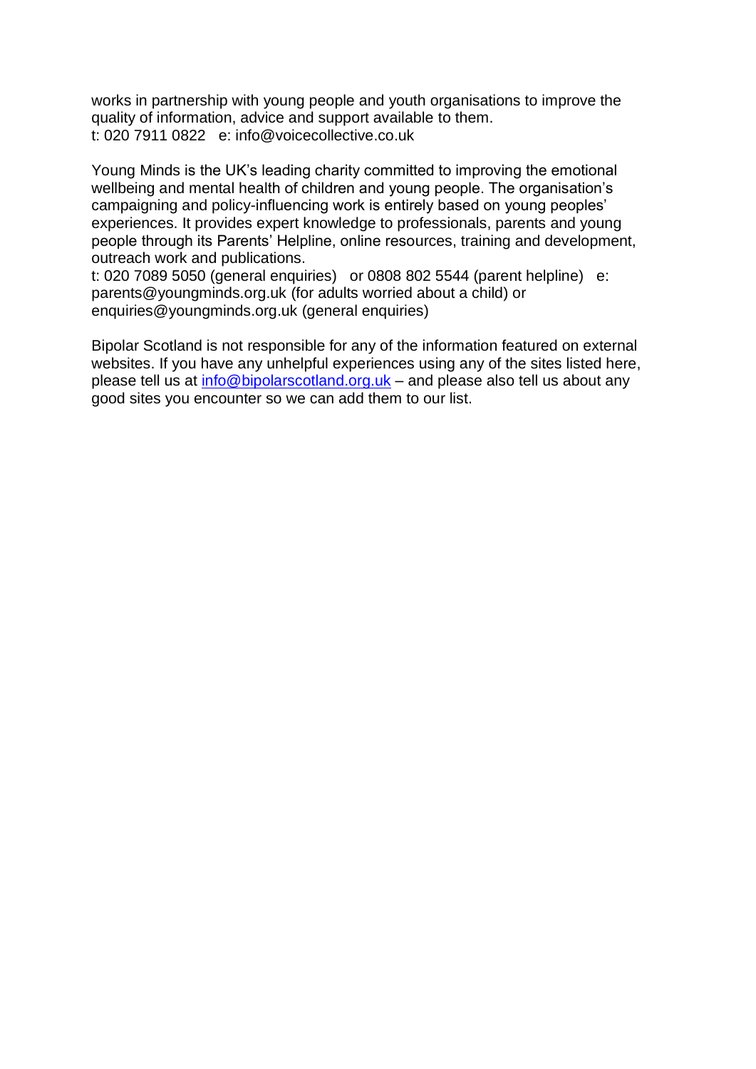works in partnership with young people and youth organisations to improve the quality of information, advice and support available to them.
t: 020 7911 0822 e: info@voicecollective.co.uk

Young Minds is the UK's leading charity committed to improving the emotional wellbeing and mental health of children and young people. The organisation's campaigning and policy-influencing work is entirely based on young peoples' experiences. It provides expert knowledge to professionals, parents and young people through its Parents' Helpline, online resources, training and development, outreach work and publications.
t: 020 7089 5050 (general enquiries) or 0808 802 5544 (parent helpline) e: parents@youngminds.org.uk (for adults worried about a child) or enquiries@youngminds.org.uk (general enquiries)

Bipolar Scotland is not responsible for any of the information featured on external websites. If you have any unhelpful experiences using any of the sites listed here, please tell us at info@bipolarscotland.org.uk – and please also tell us about any good sites you encounter so we can add them to our list.